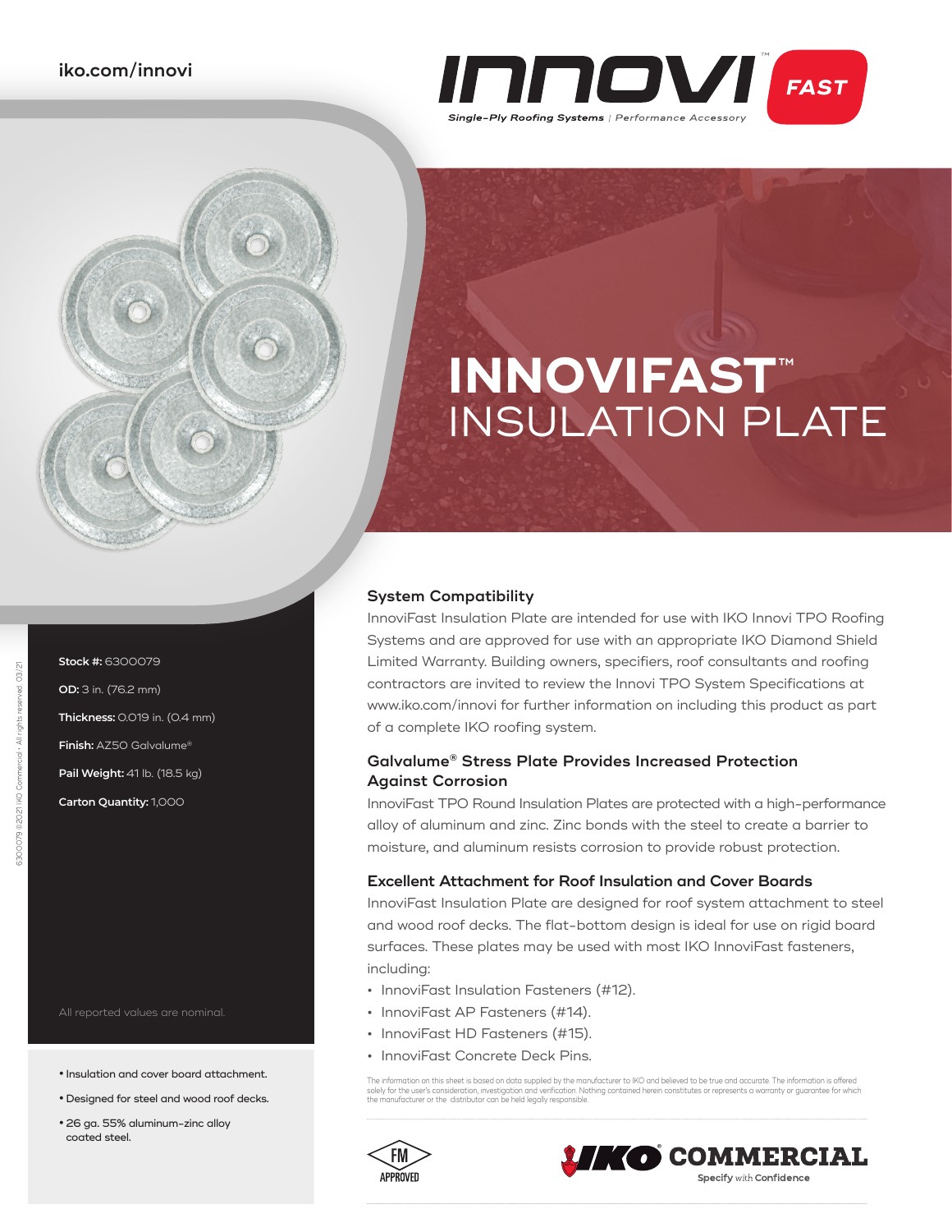iko.com/innovi

INNOVI FAST

*Single-Ply Roofing Systems* | Performance Accessory

# INNOVIFAST™ INSULATION PLATE

**Stock #:** 6300079

**OD:** 3 in. (76.2 mm)

**Thickness:** 0.019 in. (0.4 mm)

**Finish:** AZ50 Galvalume®

**Pail Weight:** 41 lb. (18.5 kg)

**Carton Quantity:** 1,000

All reported values are nominal.

- Insulation and cover board attachment.
- Designed for steel and wood roof decks.
- 26 ga. 55% aluminum-zinc alloy coated steel.

## System Compatibility

InnoviFast Insulation Plate are intended for use with IKO Innovi TPO Roofing Systems and are approved for use with an appropriate IKO Diamond Shield Limited Warranty. Building owners, specifiers, roof consultants and roofing contractors are invited to review the Innovi TPO System Specifications at www.iko.com/innovi for further information on including this product as part of a complete IKO roofing system.

## Galvalume® Stress Plate Provides Increased Protection Against Corrosion

InnoviFast TPO Round Insulation Plates are protected with a high-performance alloy of aluminum and zinc. Zinc bonds with the steel to create a barrier to moisture, and aluminum resists corrosion to provide robust protection.

## Excellent Attachment for Roof Insulation and Cover Boards

InnoviFast Insulation Plate are designed for roof system attachment to steel and wood roof decks. The flat-bottom design is ideal for use on rigid board surfaces. These plates may be used with most IKO InnoviFast fasteners, including:

- InnoviFast Insulation Fasteners (#12).
- InnoviFast AP Fasteners (#14).
- InnoviFast HD Fasteners (#15).
- InnoviFast Concrete Deck Pins.

The information on this sheet is based on data supplied by the manufacturer to IKO and believed to be true and accurate. The information is offered solely for the user's consideration, investigation and verification. Nothing contained herein constitutes or represents a warranty or guarantee for which the manufacturer or the distributor can be held legally responsible.

FM APPROVED

IKO COMMERCIAL — Specify with Confidence

6300079 ©2021 IKO Commercial • All rights reserved. 03/21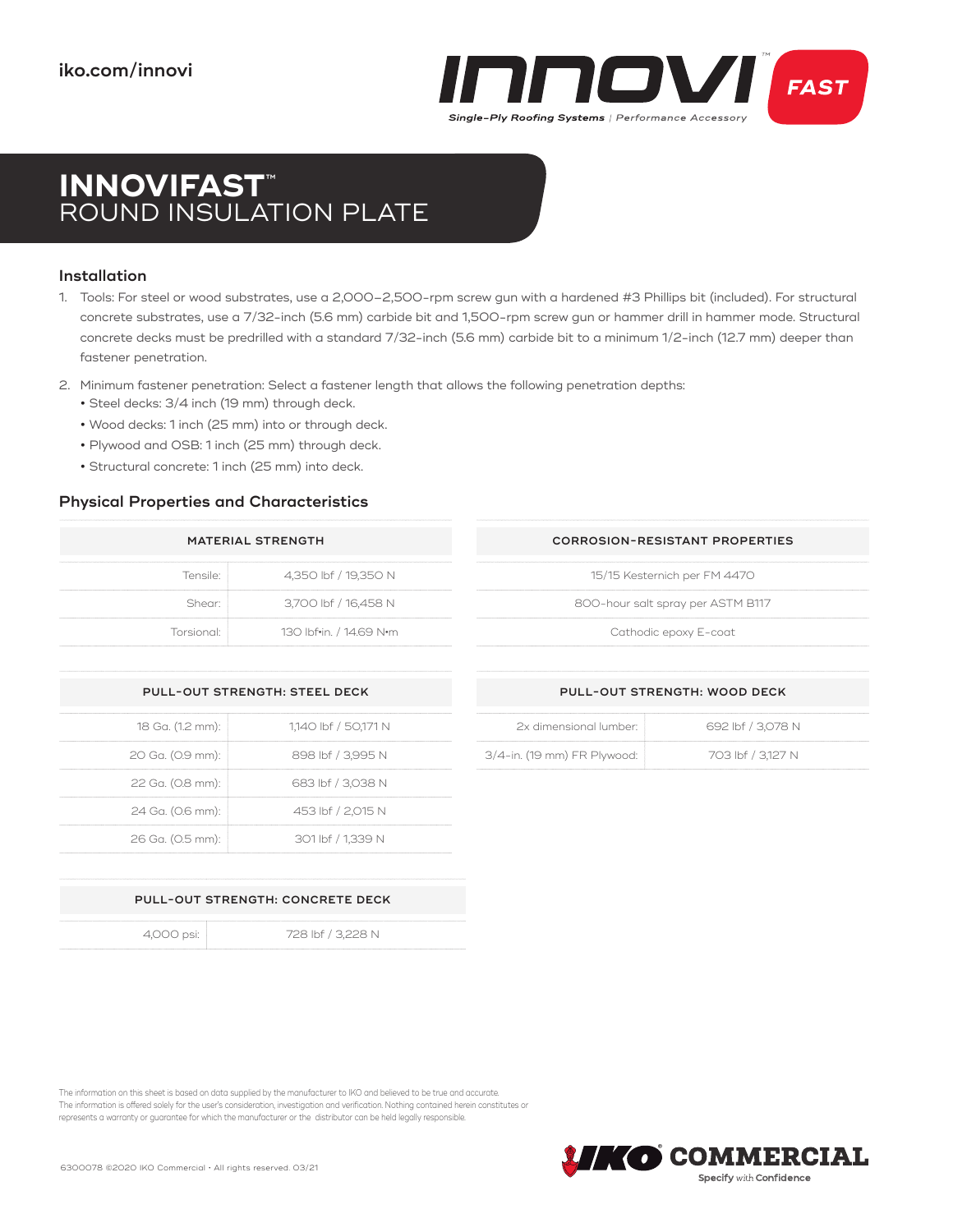iko.com/innovi

INNOVI FAST

Single-Ply Roofing Systems | Performance Accessory

# INNOVIFAST™ ROUND INSULATION PLATE

## Installation

1. Tools: For steel or wood substrates, use a 2,000–2,500-rpm screw gun with a hardened #3 Phillips bit (included). For structural concrete substrates, use a 7/32-inch (5.6 mm) carbide bit and 1,500-rpm screw gun or hammer drill in hammer mode. Structural concrete decks must be predrilled with a standard 7/32-inch (5.6 mm) carbide bit to a minimum 1/2-inch (12.7 mm) deeper than fastener penetration.
2. Minimum fastener penetration: Select a fastener length that allows the following penetration depths:
   - Steel decks: 3/4 inch (19 mm) through deck.
   - Wood decks: 1 inch (25 mm) into or through deck.
   - Plywood and OSB: 1 inch (25 mm) through deck.
   - Structural concrete: 1 inch (25 mm) into deck.

## Physical Properties and Characteristics

| MATERIAL STRENGTH | |
|---|---|
| Tensile: | 4,350 lbf / 19,350 N |
| Shear: | 3,700 lbf / 16,458 N |
| Torsional: | 130 lbf•in. / 14.69 N•m |

| CORROSION-RESISTANT PROPERTIES |
|---|
| 15/15 Kesternich per FM 4470 |
| 800-hour salt spray per ASTM B117 |
| Cathodic epoxy E-coat |

| PULL-OUT STRENGTH: STEEL DECK | |
|---|---|
| 18 Ga. (1.2 mm): | 1,140 lbf / 50,171 N |
| 20 Ga. (0.9 mm): | 898 lbf / 3,995 N |
| 22 Ga. (0.8 mm): | 683 lbf / 3,038 N |
| 24 Ga. (0.6 mm): | 453 lbf / 2,015 N |
| 26 Ga. (0.5 mm): | 301 lbf / 1,339 N |

| PULL-OUT STRENGTH: WOOD DECK | |
|---|---|
| 2x dimensional lumber: | 692 lbf / 3,078 N |
| 3/4-in. (19 mm) FR Plywood: | 703 lbf / 3,127 N |

| PULL-OUT STRENGTH: CONCRETE DECK | |
|---|---|
| 4,000 psi: | 728 lbf / 3,228 N |

The information on this sheet is based on data supplied by the manufacturer to IKO and believed to be true and accurate. The information is offered solely for the user's consideration, investigation and verification. Nothing contained herein constitutes or represents a warranty or guarantee for which the manufacturer or the distributor can be held legally responsible.

6300078 ©2020 IKO Commercial • All rights reserved. 03/21

IKO COMMERCIAL
Specify with Confidence